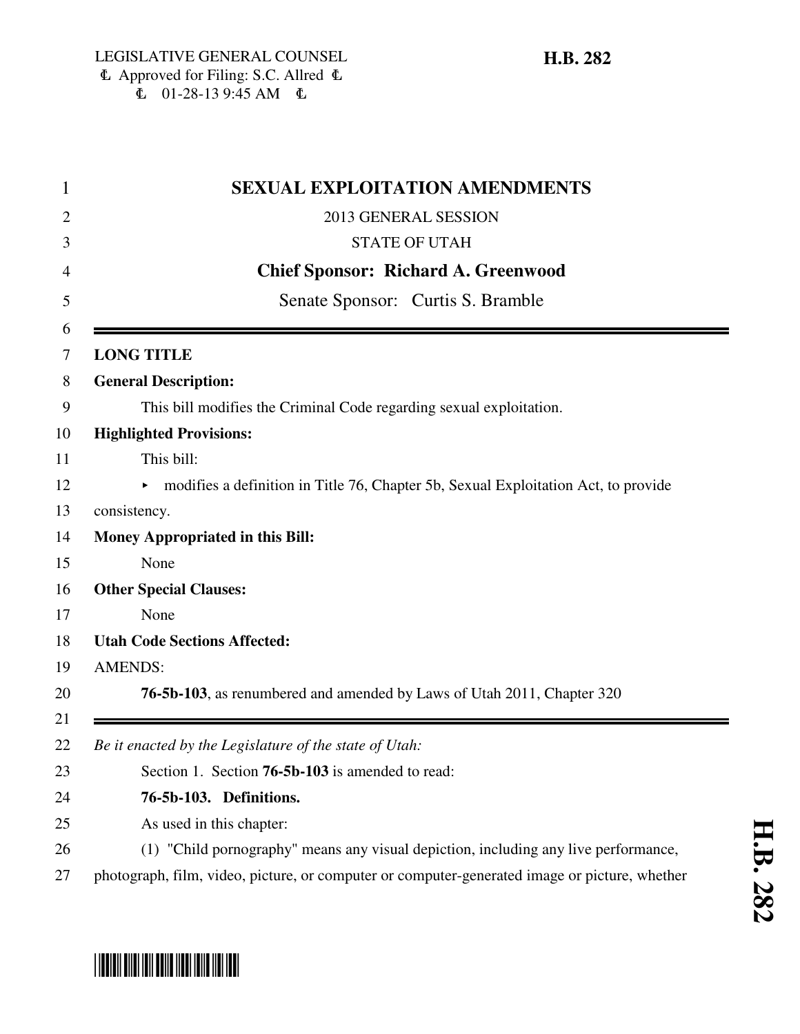LEGISLATIVE GENERAL COUNSEL
Approved for Filing: S.C. Allred
01-28-13 9:45 AM

**H.B. 282**

# SEXUAL EXPLOITATION AMENDMENTS

2013 GENERAL SESSION

STATE OF UTAH

**Chief Sponsor: Richard A. Greenwood**

Senate Sponsor: Curtis S. Bramble

---

**LONG TITLE**

**General Description:**

This bill modifies the Criminal Code regarding sexual exploitation.

**Highlighted Provisions:**

This bill:

- modifies a definition in Title 76, Chapter 5b, Sexual Exploitation Act, to provide consistency.

**Money Appropriated in this Bill:**

None

**Other Special Clauses:**

None

**Utah Code Sections Affected:**

AMENDS:

**76-5b-103**, as renumbered and amended by Laws of Utah 2011, Chapter 320

---

*Be it enacted by the Legislature of the state of Utah:*

Section 1. Section **76-5b-103** is amended to read:

**76-5b-103. Definitions.**

As used in this chapter:

(1) "Child pornography" means any visual depiction, including any live performance, photograph, film, video, picture, or computer or computer-generated image or picture, whether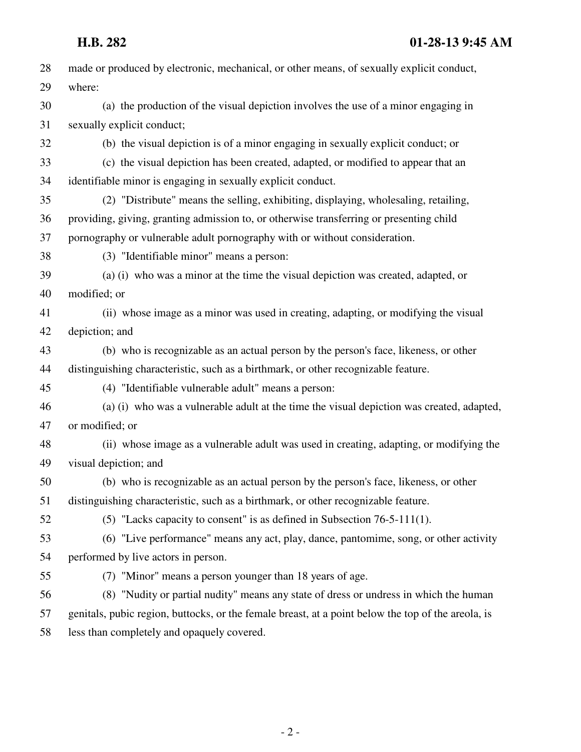made or produced by electronic, mechanical, or other means, of sexually explicit conduct, where:

(a) the production of the visual depiction involves the use of a minor engaging in sexually explicit conduct;

(b) the visual depiction is of a minor engaging in sexually explicit conduct; or

(c) the visual depiction has been created, adapted, or modified to appear that an identifiable minor is engaging in sexually explicit conduct.

(2) "Distribute" means the selling, exhibiting, displaying, wholesaling, retailing, providing, giving, granting admission to, or otherwise transferring or presenting child pornography or vulnerable adult pornography with or without consideration.

(3) "Identifiable minor" means a person:

(a) (i) who was a minor at the time the visual depiction was created, adapted, or modified; or

(ii) whose image as a minor was used in creating, adapting, or modifying the visual depiction; and

(b) who is recognizable as an actual person by the person's face, likeness, or other distinguishing characteristic, such as a birthmark, or other recognizable feature.

(4) "Identifiable vulnerable adult" means a person:

(a) (i) who was a vulnerable adult at the time the visual depiction was created, adapted, or modified; or

(ii) whose image as a vulnerable adult was used in creating, adapting, or modifying the visual depiction; and

(b) who is recognizable as an actual person by the person's face, likeness, or other distinguishing characteristic, such as a birthmark, or other recognizable feature.

(5) "Lacks capacity to consent" is as defined in Subsection 76-5-111(1).

(6) "Live performance" means any act, play, dance, pantomime, song, or other activity performed by live actors in person.

(7) "Minor" means a person younger than 18 years of age.

(8) "Nudity or partial nudity" means any state of dress or undress in which the human genitals, pubic region, buttocks, or the female breast, at a point below the top of the areola, is less than completely and opaquely covered.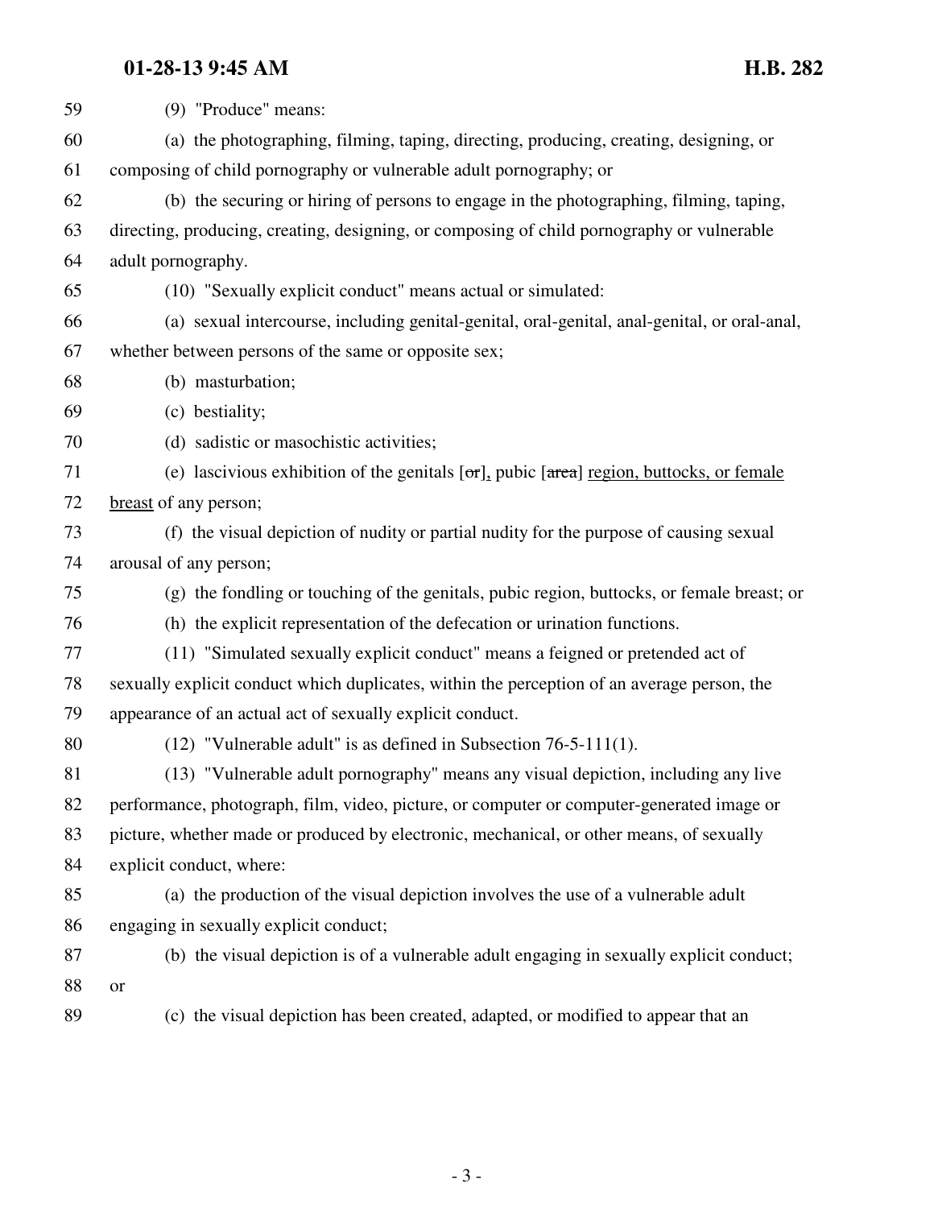(9) "Produce" means:

(a) the photographing, filming, taping, directing, producing, creating, designing, or composing of child pornography or vulnerable adult pornography; or

(b) the securing or hiring of persons to engage in the photographing, filming, taping, directing, producing, creating, designing, or composing of child pornography or vulnerable adult pornography.

(10) "Sexually explicit conduct" means actual or simulated:

(a) sexual intercourse, including genital-genital, oral-genital, anal-genital, or oral-anal, whether between persons of the same or opposite sex;

(b) masturbation;

(c) bestiality;

(d) sadistic or masochistic activities;

(e) lascivious exhibition of the genitals [~~or~~], pubic [~~area~~] region, buttocks, or female breast of any person;

(f) the visual depiction of nudity or partial nudity for the purpose of causing sexual arousal of any person;

(g) the fondling or touching of the genitals, pubic region, buttocks, or female breast; or

(h) the explicit representation of the defecation or urination functions.

(11) "Simulated sexually explicit conduct" means a feigned or pretended act of sexually explicit conduct which duplicates, within the perception of an average person, the appearance of an actual act of sexually explicit conduct.

(12) "Vulnerable adult" is as defined in Subsection 76-5-111(1).

(13) "Vulnerable adult pornography" means any visual depiction, including any live performance, photograph, film, video, picture, or computer or computer-generated image or picture, whether made or produced by electronic, mechanical, or other means, of sexually explicit conduct, where:

(a) the production of the visual depiction involves the use of a vulnerable adult engaging in sexually explicit conduct;

(b) the visual depiction is of a vulnerable adult engaging in sexually explicit conduct; or

(c) the visual depiction has been created, adapted, or modified to appear that an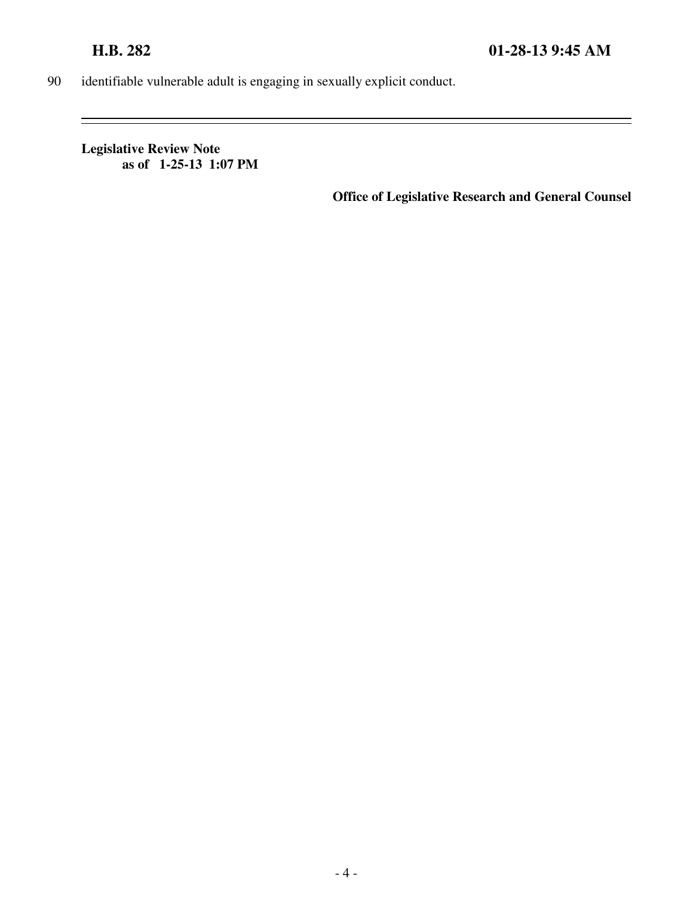90 identifiable vulnerable adult is engaging in sexually explicit conduct.

---

**Legislative Review Note**
**as of 1-25-13 1:07 PM**

**Office of Legislative Research and General Counsel**